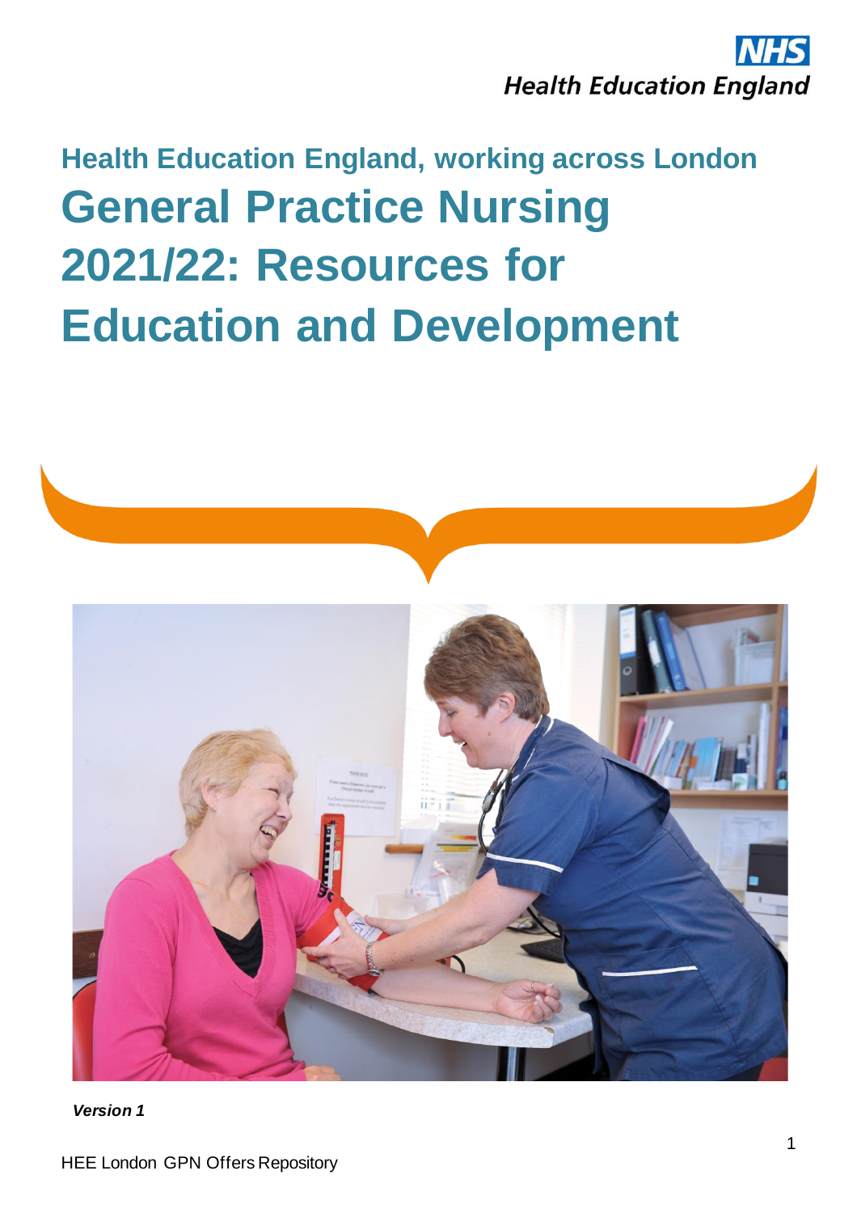NHS
Health Education England

## Health Education England, working across London

# General Practice Nursing 2021/22: Resources for Education and Development

***Version 1***

HEE London GPN Offers Repository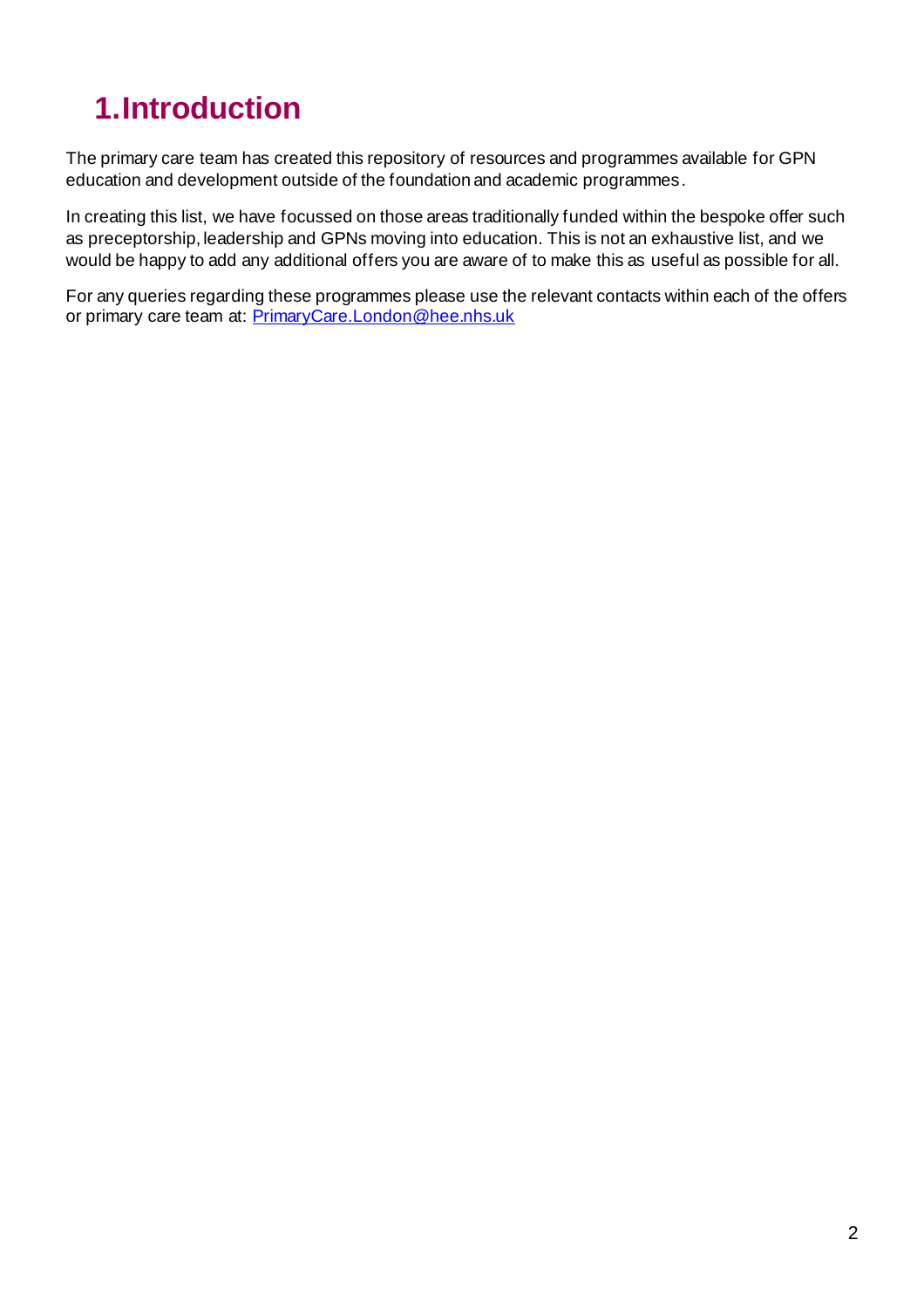# 1. Introduction

The primary care team has created this repository of resources and programmes available for GPN education and development outside of the foundation and academic programmes.

In creating this list, we have focussed on those areas traditionally funded within the bespoke offer such as preceptorship, leadership and GPNs moving into education. This is not an exhaustive list, and we would be happy to add any additional offers you are aware of to make this as useful as possible for all.

For any queries regarding these programmes please use the relevant contacts within each of the offers or primary care team at: [PrimaryCare.London@hee.nhs.uk](mailto:PrimaryCare.London@hee.nhs.uk)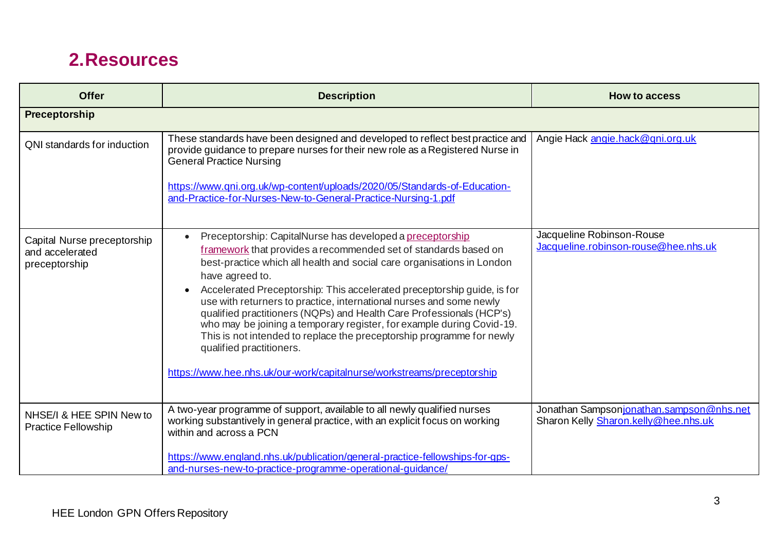## 2. Resources

| Offer | Description | How to access |
|---|---|---|
| **Preceptorship** | | |
| QNI standards for induction | These standards have been designed and developed to reflect best practice and provide guidance to prepare nurses for their new role as a Registered Nurse in General Practice Nursing<br><br>https://www.qni.org.uk/wp-content/uploads/2020/05/Standards-of-Education-and-Practice-for-Nurses-New-to-General-Practice-Nursing-1.pdf | Angie Hack angie.hack@qni.org.uk |
| Capital Nurse preceptorship and accelerated preceptorship | • Preceptorship: CapitalNurse has developed a preceptorship framework that provides a recommended set of standards based on best-practice which all health and social care organisations in London have agreed to.<br>• Accelerated Preceptorship: This accelerated preceptorship guide, is for use with returners to practice, international nurses and some newly qualified practitioners (NQPs) and Health Care Professionals (HCP's) who may be joining a temporary register, for example during Covid-19. This is not intended to replace the preceptorship programme for newly qualified practitioners.<br><br>https://www.hee.nhs.uk/our-work/capitalnurse/workstreams/preceptorship | Jacqueline Robinson-Rouse Jacqueline.robinson-rouse@hee.nhs.uk |
| NHSE/I & HEE SPIN New to Practice Fellowship | A two-year programme of support, available to all newly qualified nurses working substantively in general practice, with an explicit focus on working within and across a PCN<br><br>https://www.england.nhs.uk/publication/general-practice-fellowships-for-gps-and-nurses-new-to-practice-programme-operational-guidance/ | Jonathan Sampson jonathan.sampson@nhs.net<br>Sharon Kelly Sharon.kelly@hee.nhs.uk |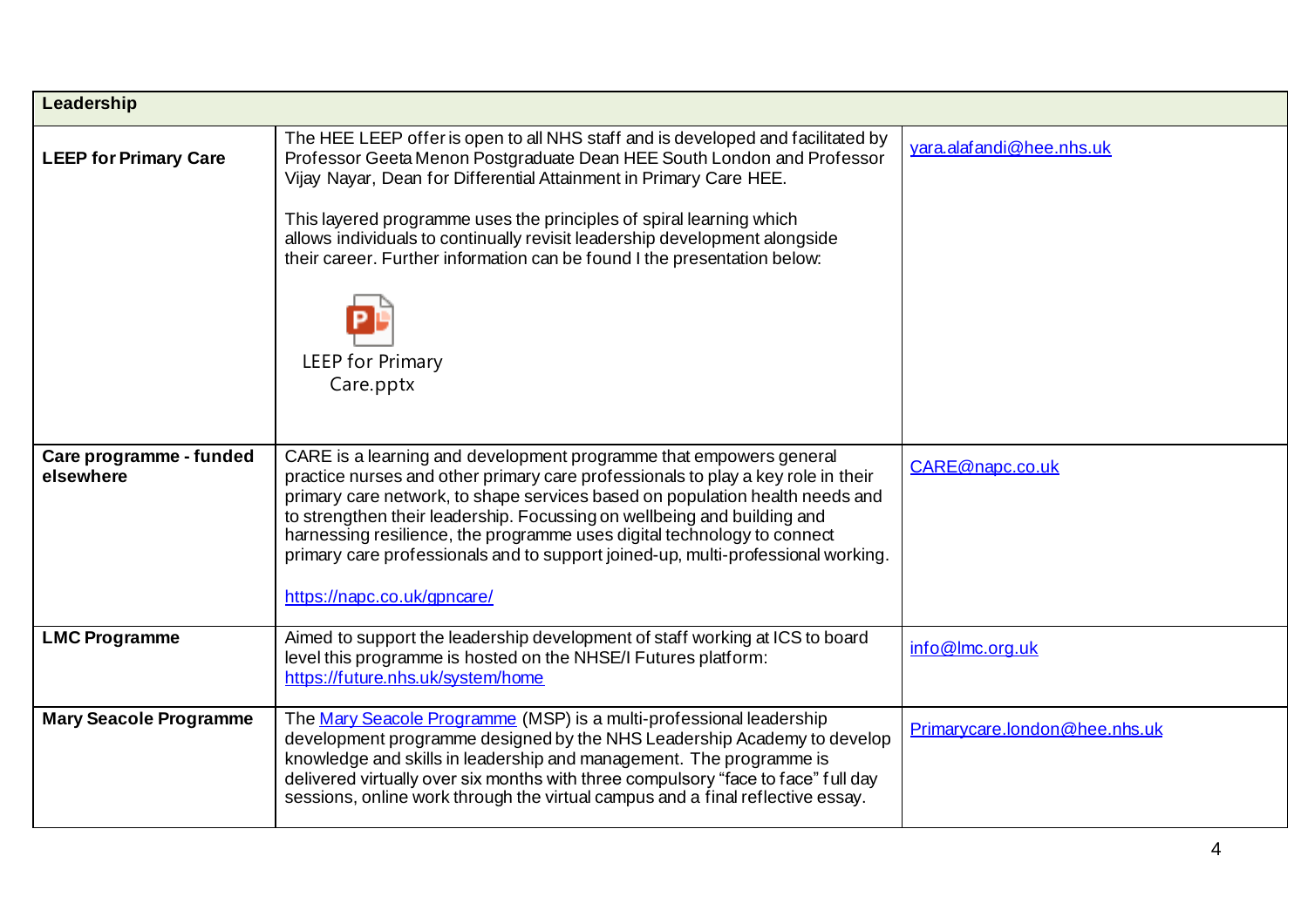| Leadership | | |
|---|---|---|
| **LEEP for Primary Care** | The HEE LEEP offer is open to all NHS staff and is developed and facilitated by Professor Geeta Menon Postgraduate Dean HEE South London and Professor Vijay Nayar, Dean for Differential Attainment in Primary Care HEE.<br><br>This layered programme uses the principles of spiral learning which allows individuals to continually revisit leadership development alongside their career. Further information can be found I the presentation below:<br><br>LEEP for Primary Care.pptx | yara.alafandi@hee.nhs.uk |
| **Care programme - funded elsewhere** | CARE is a learning and development programme that empowers general practice nurses and other primary care professionals to play a key role in their primary care network, to shape services based on population health needs and to strengthen their leadership. Focussing on wellbeing and building and harnessing resilience, the programme uses digital technology to connect primary care professionals and to support joined-up, multi-professional working.<br><br>https://napc.co.uk/gpncare/ | CARE@napc.co.uk |
| **LMC Programme** | Aimed to support the leadership development of staff working at ICS to board level this programme is hosted on the NHSE/I Futures platform: https://future.nhs.uk/system/home | info@lmc.org.uk |
| **Mary Seacole Programme** | The Mary Seacole Programme (MSP) is a multi-professional leadership development programme designed by the NHS Leadership Academy to develop knowledge and skills in leadership and management. The programme is delivered virtually over six months with three compulsory "face to face" full day sessions, online work through the virtual campus and a final reflective essay. | Primarycare.london@hee.nhs.uk |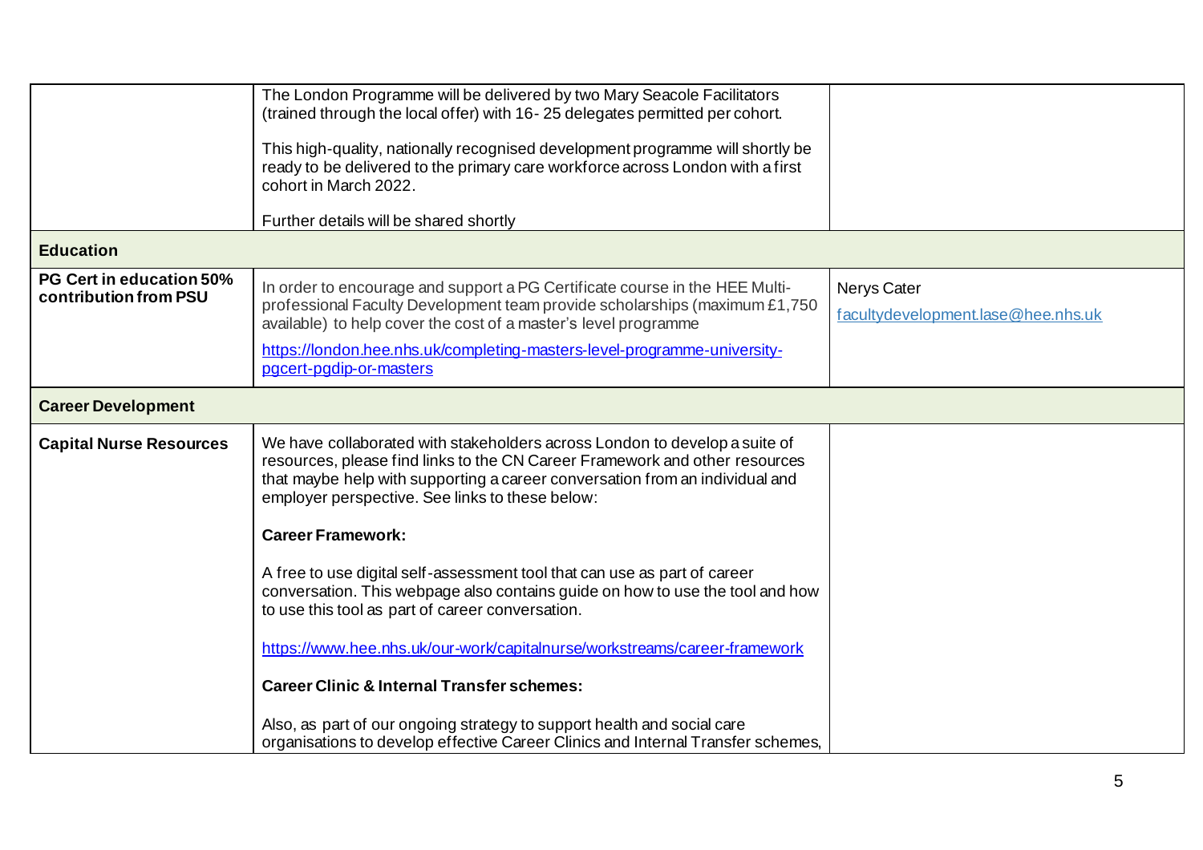| | | |
|---|---|---|
| | The London Programme will be delivered by two Mary Seacole Facilitators (trained through the local offer) with 16- 25 delegates permitted per cohort.<br><br>This high-quality, nationally recognised development programme will shortly be ready to be delivered to the primary care workforce across London with a first cohort in March 2022.<br><br>Further details will be shared shortly | |
| **Education** | | |
| **PG Cert in education 50% contribution from PSU** | In order to encourage and support a PG Certificate course in the HEE Multi-professional Faculty Development team provide scholarships (maximum £1,750 available) to help cover the cost of a master's level programme<br><br>https://london.hee.nhs.uk/completing-masters-level-programme-university-pgcert-pgdip-or-masters | Nerys Cater<br><br>facultydevelopment.lase@hee.nhs.uk |
| **Career Development** | | |
| **Capital Nurse Resources** | We have collaborated with stakeholders across London to develop a suite of resources, please find links to the CN Career Framework and other resources that maybe help with supporting a career conversation from an individual and employer perspective. See links to these below:<br><br>**Career Framework:**<br><br>A free to use digital self-assessment tool that can use as part of career conversation. This webpage also contains guide on how to use the tool and how to use this tool as part of career conversation.<br><br>https://www.hee.nhs.uk/our-work/capitalnurse/workstreams/career-framework<br><br>**Career Clinic & Internal Transfer schemes:**<br><br>Also, as part of our ongoing strategy to support health and social care organisations to develop effective Career Clinics and Internal Transfer schemes, | |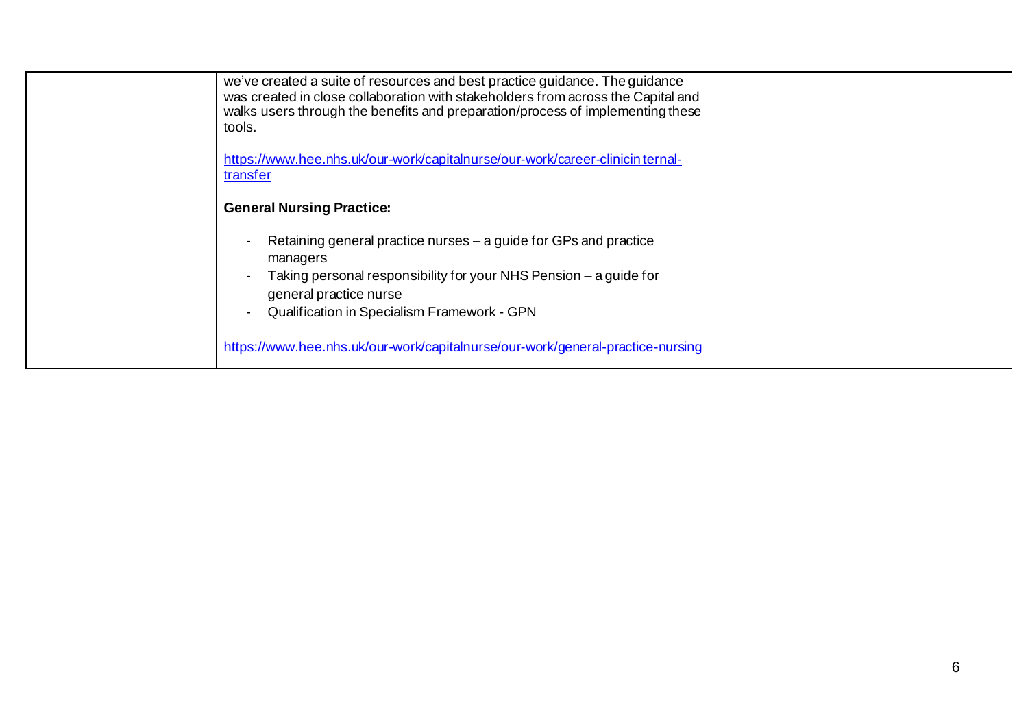| | | |
|---|---|---|
| | we've created a suite of resources and best practice guidance. The guidance was created in close collaboration with stakeholders from across the Capital and walks users through the benefits and preparation/process of implementing these tools.<br><br>https://www.hee.nhs.uk/our-work/capitalnurse/our-work/career-clinicin ternal-transfer<br><br>**General Nursing Practice:**<br><br>- Retaining general practice nurses – a guide for GPs and practice managers<br>- Taking personal responsibility for your NHS Pension – a guide for general practice nurse<br>- Qualification in Specialism Framework - GPN<br><br>https://www.hee.nhs.uk/our-work/capitalnurse/our-work/general-practice-nursing | |